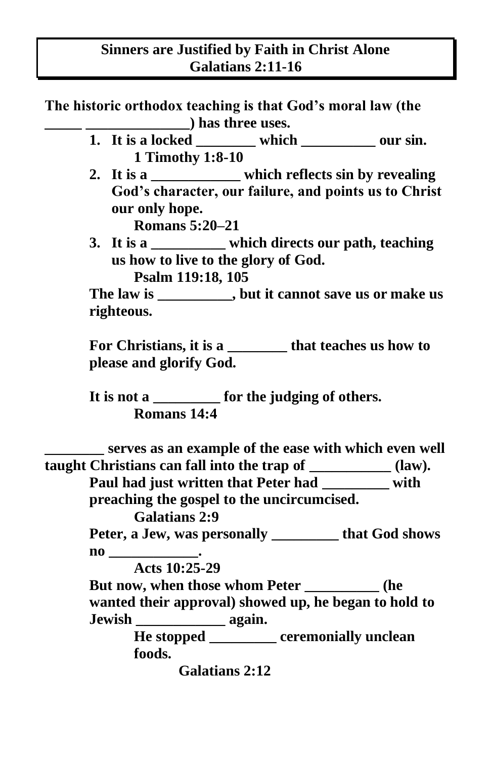# Sinners are Justified by Faith in Christ Alone
## Galatians 2:11-16

**The historic orthodox teaching is that God's moral law (the _____ ______________) has three uses.**

1. **It is a locked ________ which __________ our sin.**
   **1 Timothy 1:8-10**
2. **It is a ____________ which reflects sin by revealing God's character, our failure, and points us to Christ our only hope.**
   **Romans 5:20–21**
3. **It is a __________ which directs our path, teaching us how to live to the glory of God.**
   **Psalm 119:18, 105**

**The law is __________, but it cannot save us or make us righteous.**

**For Christians, it is a ________ that teaches us how to please and glorify God.**

**It is not a _________ for the judging of others.**
**Romans 14:4**

**________ serves as an example of the ease with which even well taught Christians can fall into the trap of ___________ (law).**

**Paul had just written that Peter had _________ with preaching the gospel to the uncircumcised.**
**Galatians 2:9**

**Peter, a Jew, was personally _________ that God shows no ____________.**
**Acts 10:25-29**

**But now, when those whom Peter __________ (he wanted their approval) showed up, he began to hold to Jewish ____________ again.**

**He stopped _________ ceremonially unclean foods.**
**Galatians 2:12**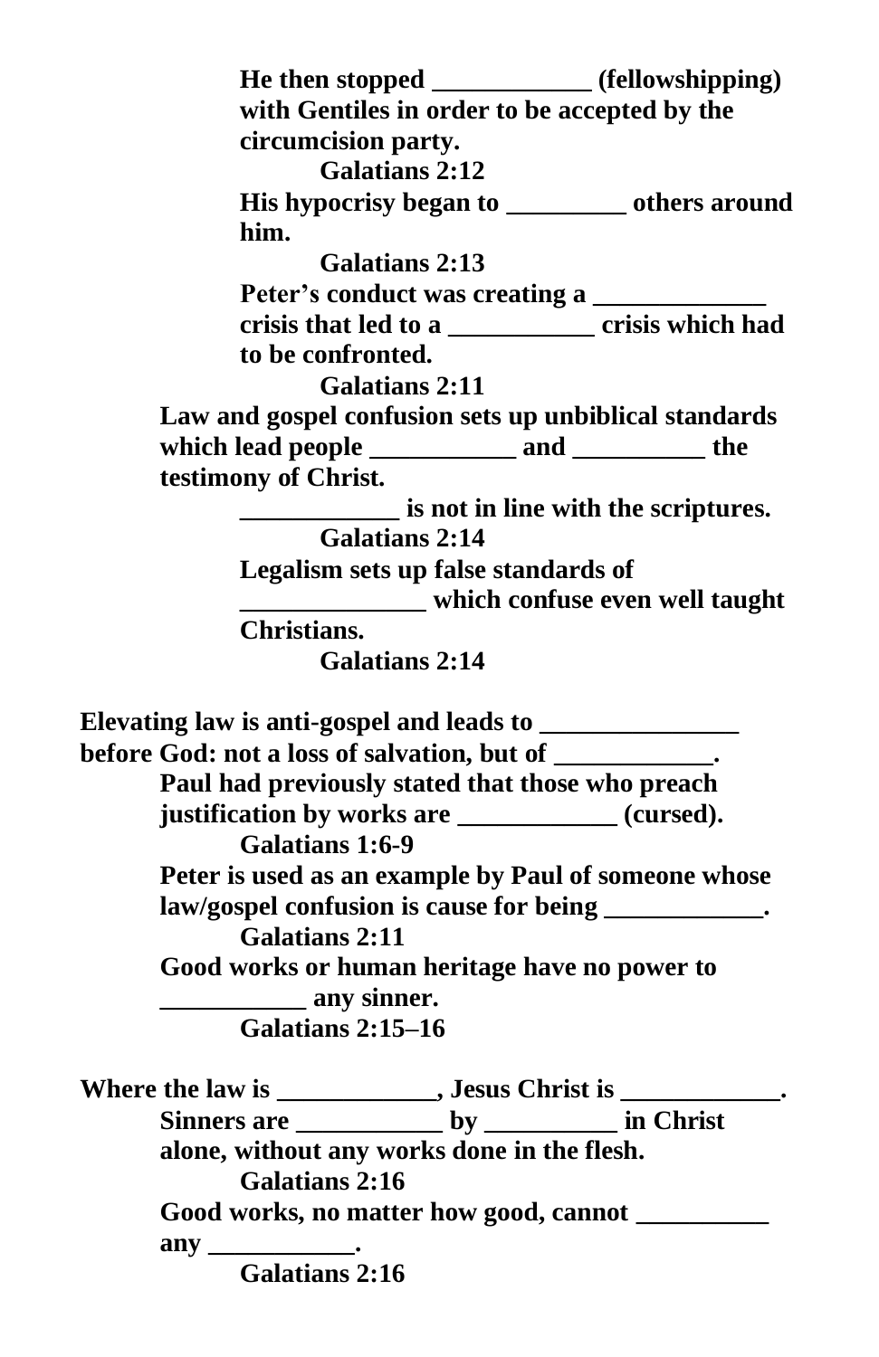He then stopped ____________ (fellowshipping) with Gentiles in order to be accepted by the circumcision party.

Galatians 2:12

His hypocrisy began to _________ others around him.

Galatians 2:13

Peter's conduct was creating a _____________ crisis that led to a ___________ crisis which had to be confronted.

Galatians 2:11

Law and gospel confusion sets up unbiblical standards which lead people ___________ and __________ the testimony of Christ.

____________ is not in line with the scriptures.

Galatians 2:14

Legalism sets up false standards of ______________ which confuse even well taught Christians.

Galatians 2:14

Elevating law is anti-gospel and leads to _______________ before God: not a loss of salvation, but of ____________.

Paul had previously stated that those who preach justification by works are ____________ (cursed).

Galatians 1:6-9

Peter is used as an example by Paul of someone whose law/gospel confusion is cause for being ____________.

Galatians 2:11

Good works or human heritage have no power to ___________ any sinner.

Galatians 2:15–16

Where the law is ____________, Jesus Christ is ____________.

Sinners are ___________ by __________ in Christ alone, without any works done in the flesh.

Galatians 2:16

Good works, no matter how good, cannot __________ any ___________.

Galatians 2:16